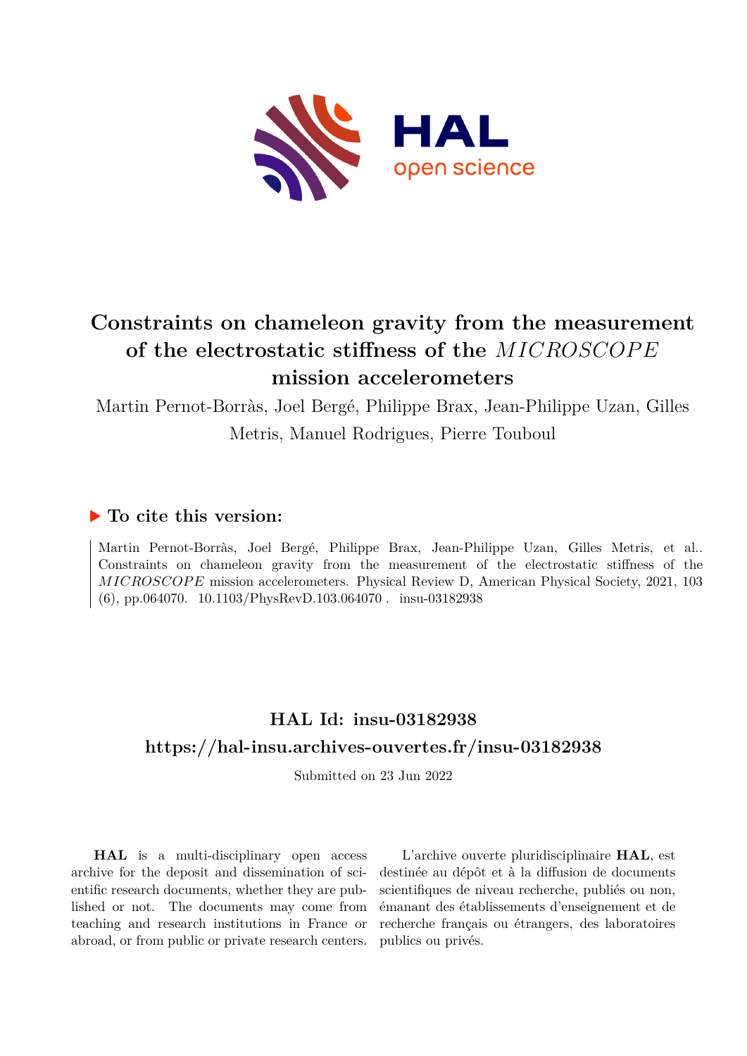# Constraints on chameleon gravity from the measurement of the electrostatic stiffness of the *MICROSCOPE* mission accelerometers

Martin Pernot-Borràs, Joel Bergé, Philippe Brax, Jean-Philippe Uzan, Gilles Metris, Manuel Rodrigues, Pierre Touboul

## ▶ To cite this version:

Martin Pernot-Borràs, Joel Bergé, Philippe Brax, Jean-Philippe Uzan, Gilles Metris, et al.. Constraints on chameleon gravity from the measurement of the electrostatic stiffness of the *MICROSCOPE* mission accelerometers. Physical Review D, American Physical Society, 2021, 103 (6), pp.064070. 10.1103/PhysRevD.103.064070 . insu-03182938

## HAL Id: insu-03182938

## https://hal-insu.archives-ouvertes.fr/insu-03182938

Submitted on 23 Jun 2022

**HAL** is a multi-disciplinary open access archive for the deposit and dissemination of scientific research documents, whether they are published or not. The documents may come from teaching and research institutions in France or abroad, or from public or private research centers.

L'archive ouverte pluridisciplinaire **HAL**, est destinée au dépôt et à la diffusion de documents scientifiques de niveau recherche, publiés ou non, émanant des établissements d'enseignement et de recherche français ou étrangers, des laboratoires publics ou privés.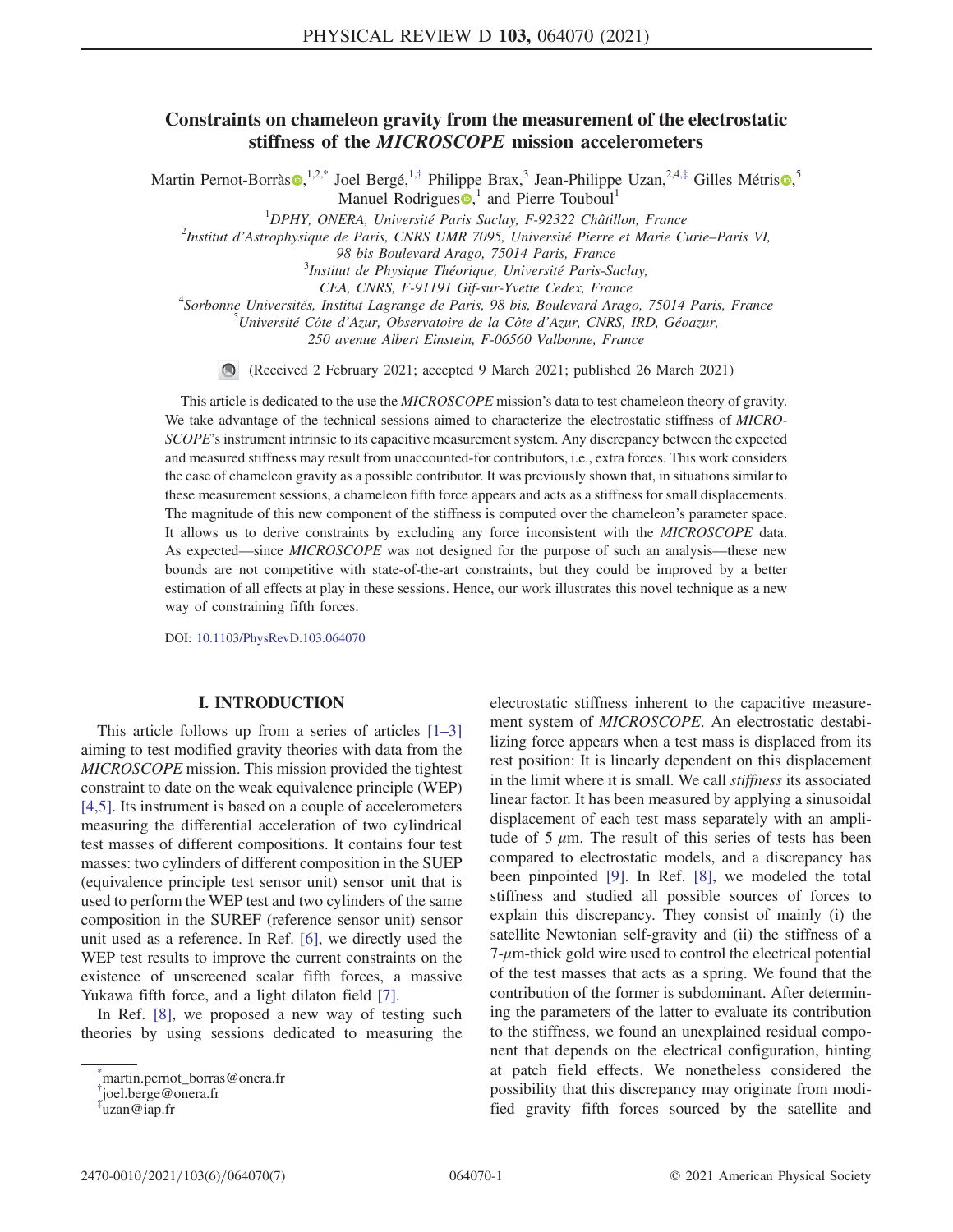# Constraints on chameleon gravity from the measurement of the electrostatic stiffness of the *MICROSCOPE* mission accelerometers

Martin Pernot-Borràs,[1,2,*] Joel Bergé,[1,†] Philippe Brax,[3] Jean-Philippe Uzan,[2,4,‡] Gilles Métris,[5] Manuel Rodrigues,[1] and Pierre Touboul[1]

[1]*DPHY, ONERA, Université Paris Saclay, F-92322 Châtillon, France*
[2]*Institut d'Astrophysique de Paris, CNRS UMR 7095, Université Pierre et Marie Curie–Paris VI, 98 bis Boulevard Arago, 75014 Paris, France*
[3]*Institut de Physique Théorique, Université Paris-Saclay, CEA, CNRS, F-91191 Gif-sur-Yvette Cedex, France*
[4]*Sorbonne Universités, Institut Lagrange de Paris, 98 bis, Boulevard Arago, 75014 Paris, France*
[5]*Université Côte d'Azur, Observatoire de la Côte d'Azur, CNRS, IRD, Géoazur, 250 avenue Albert Einstein, F-06560 Valbonne, France*

(Received 2 February 2021; accepted 9 March 2021; published 26 March 2021)

This article is dedicated to the use the *MICROSCOPE* mission's data to test chameleon theory of gravity. We take advantage of the technical sessions aimed to characterize the electrostatic stiffness of *MICROSCOPE*'s instrument intrinsic to its capacitive measurement system. Any discrepancy between the expected and measured stiffness may result from unaccounted-for contributors, i.e., extra forces. This work considers the case of chameleon gravity as a possible contributor. It was previously shown that, in situations similar to these measurement sessions, a chameleon fifth force appears and acts as a stiffness for small displacements. The magnitude of this new component of the stiffness is computed over the chameleon's parameter space. It allows us to derive constraints by excluding any force inconsistent with the *MICROSCOPE* data. As expected—since *MICROSCOPE* was not designed for the purpose of such an analysis—these new bounds are not competitive with state-of-the-art constraints, but they could be improved by a better estimation of all effects at play in these sessions. Hence, our work illustrates this novel technique as a new way of constraining fifth forces.

DOI: 10.1103/PhysRevD.103.064070

## I. INTRODUCTION

This article follows up from a series of articles [1–3] aiming to test modified gravity theories with data from the *MICROSCOPE* mission. This mission provided the tightest constraint to date on the weak equivalence principle (WEP) [4,5]. Its instrument is based on a couple of accelerometers measuring the differential acceleration of two cylindrical test masses of different compositions. It contains four test masses: two cylinders of different composition in the SUEP (equivalence principle test sensor unit) sensor unit that is used to perform the WEP test and two cylinders of the same composition in the SUREF (reference sensor unit) sensor unit used as a reference. In Ref. [6], we directly used the WEP test results to improve the current constraints on the existence of unscreened scalar fifth forces, a massive Yukawa fifth force, and a light dilaton field [7].

In Ref. [8], we proposed a new way of testing such theories by using sessions dedicated to measuring the electrostatic stiffness inherent to the capacitive measurement system of *MICROSCOPE*. An electrostatic destabilizing force appears when a test mass is displaced from its rest position: It is linearly dependent on this displacement in the limit where it is small. We call *stiffness* its associated linear factor. It has been measured by applying a sinusoidal displacement of each test mass separately with an amplitude of 5 $\mu$m. The result of this series of tests has been compared to electrostatic models, and a discrepancy has been pinpointed [9]. In Ref. [8], we modeled the total stiffness and studied all possible sources of forces to explain this discrepancy. They consist of mainly (i) the satellite Newtonian self-gravity and (ii) the stiffness of a 7-$\mu$m-thick gold wire used to control the electrical potential of the test masses that acts as a spring. We found that the contribution of the former is subdominant. After determining the parameters of the latter to evaluate its contribution to the stiffness, we found an unexplained residual component that depends on the electrical configuration, hinting at patch field effects. We nonetheless considered the possibility that this discrepancy may originate from modified gravity fifth forces sourced by the satellite and

---

[*] martin.pernot_borras@onera.fr
[†] joel.berge@onera.fr
[‡] uzan@iap.fr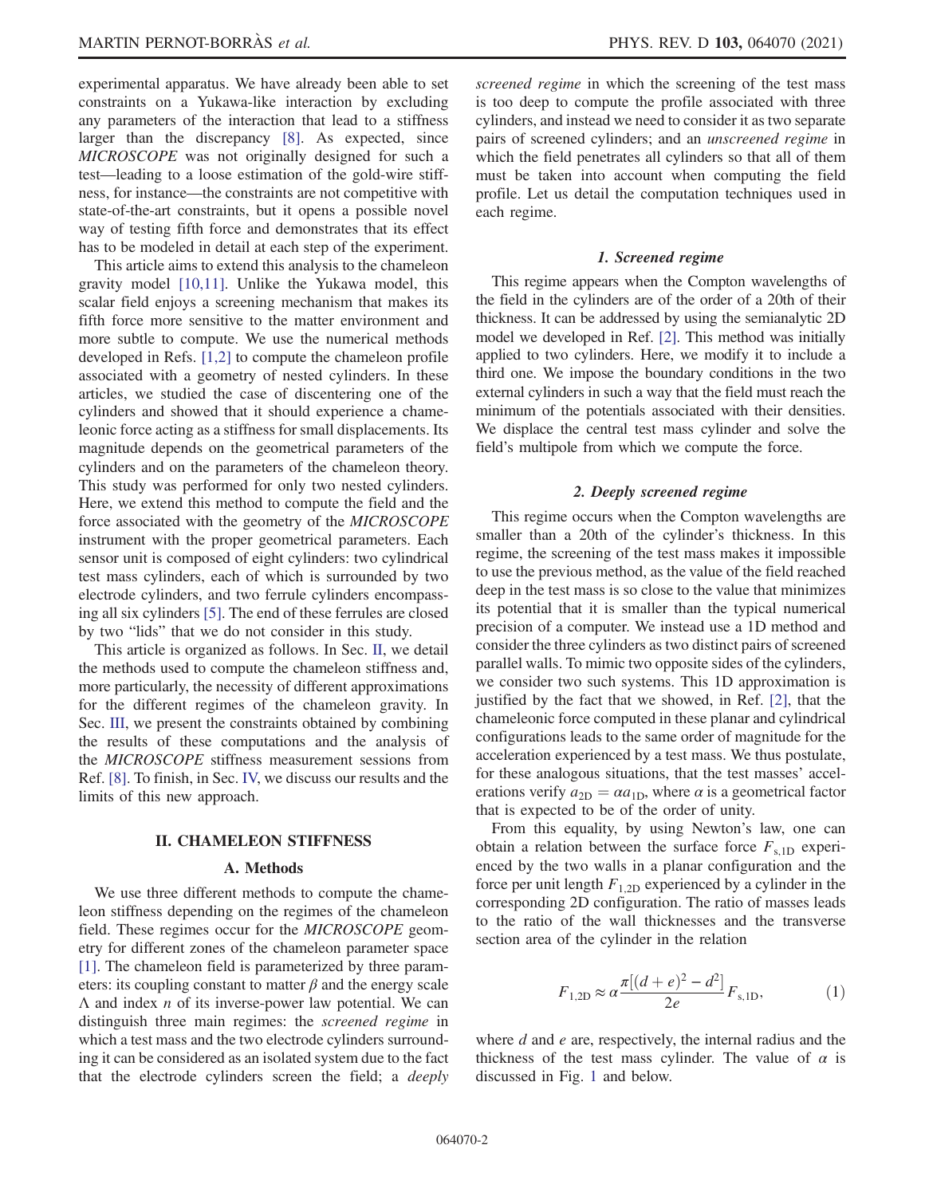experimental apparatus. We have already been able to set constraints on a Yukawa-like interaction by excluding any parameters of the interaction that lead to a stiffness larger than the discrepancy [8]. As expected, since *MICROSCOPE* was not originally designed for such a test—leading to a loose estimation of the gold-wire stiffness, for instance—the constraints are not competitive with state-of-the-art constraints, but it opens a possible novel way of testing fifth force and demonstrates that its effect has to be modeled in detail at each step of the experiment.

This article aims to extend this analysis to the chameleon gravity model [10,11]. Unlike the Yukawa model, this scalar field enjoys a screening mechanism that makes its fifth force more sensitive to the matter environment and more subtle to compute. We use the numerical methods developed in Refs. [1,2] to compute the chameleon profile associated with a geometry of nested cylinders. In these articles, we studied the case of discentering one of the cylinders and showed that it should experience a chameleonic force acting as a stiffness for small displacements. Its magnitude depends on the geometrical parameters of the cylinders and on the parameters of the chameleon theory. This study was performed for only two nested cylinders. Here, we extend this method to compute the field and the force associated with the geometry of the *MICROSCOPE* instrument with the proper geometrical parameters. Each sensor unit is composed of eight cylinders: two cylindrical test mass cylinders, each of which is surrounded by two electrode cylinders, and two ferrule cylinders encompassing all six cylinders [5]. The end of these ferrules are closed by two "lids" that we do not consider in this study.

This article is organized as follows. In Sec. II, we detail the methods used to compute the chameleon stiffness and, more particularly, the necessity of different approximations for the different regimes of the chameleon gravity. In Sec. III, we present the constraints obtained by combining the results of these computations and the analysis of the *MICROSCOPE* stiffness measurement sessions from Ref. [8]. To finish, in Sec. IV, we discuss our results and the limits of this new approach.

## II. CHAMELEON STIFFNESS

### A. Methods

We use three different methods to compute the chameleon stiffness depending on the regimes of the chameleon field. These regimes occur for the *MICROSCOPE* geometry for different zones of the chameleon parameter space [1]. The chameleon field is parameterized by three parameters: its coupling constant to matter $\beta$ and the energy scale $\Lambda$ and index $n$ of its inverse-power law potential. We can distinguish three main regimes: the *screened regime* in which a test mass and the two electrode cylinders surrounding it can be considered as an isolated system due to the fact that the electrode cylinders screen the field; a *deeply screened regime* in which the screening of the test mass is too deep to compute the profile associated with three cylinders, and instead we need to consider it as two separate pairs of screened cylinders; and an *unscreened regime* in which the field penetrates all cylinders so that all of them must be taken into account when computing the field profile. Let us detail the computation techniques used in each regime.

#### 1. Screened regime

This regime appears when the Compton wavelengths of the field in the cylinders are of the order of a 20th of their thickness. It can be addressed by using the semianalytic 2D model we developed in Ref. [2]. This method was initially applied to two cylinders. Here, we modify it to include a third one. We impose the boundary conditions in the two external cylinders in such a way that the field must reach the minimum of the potentials associated with their densities. We displace the central test mass cylinder and solve the field's multipole from which we compute the force.

#### 2. Deeply screened regime

This regime occurs when the Compton wavelengths are smaller than a 20th of the cylinder's thickness. In this regime, the screening of the test mass makes it impossible to use the previous method, as the value of the field reached deep in the test mass is so close to the value that minimizes its potential that it is smaller than the typical numerical precision of a computer. We instead use a 1D method and consider the three cylinders as two distinct pairs of screened parallel walls. To mimic two opposite sides of the cylinders, we consider two such systems. This 1D approximation is justified by the fact that we showed, in Ref. [2], that the chameleonic force computed in these planar and cylindrical configurations leads to the same order of magnitude for the acceleration experienced by a test mass. We thus postulate, for these analogous situations, that the test masses' accelerations verify $a_{2D} = \alpha a_{1D}$, where $\alpha$ is a geometrical factor that is expected to be of the order of unity.

From this equality, by using Newton's law, one can obtain a relation between the surface force $F_{s,1D}$ experienced by the two walls in a planar configuration and the force per unit length $F_{1,2D}$ experienced by a cylinder in the corresponding 2D configuration. The ratio of masses leads to the ratio of the wall thicknesses and the transverse section area of the cylinder in the relation

$$F_{1,2D} \approx \alpha \frac{\pi[(d+e)^2 - d^2]}{2e} F_{s,1D}, \tag{1}$$

where $d$ and $e$ are, respectively, the internal radius and the thickness of the test mass cylinder. The value of $\alpha$ is discussed in Fig. 1 and below.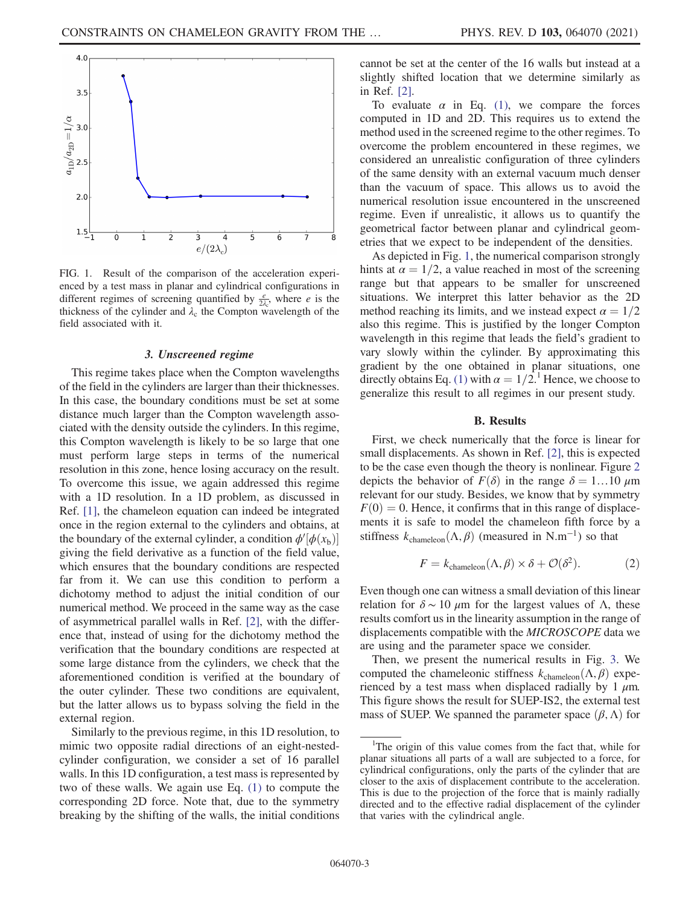FIG. 1. Result of the comparison of the acceleration experienced by a test mass in planar and cylindrical configurations in different regimes of screening quantified by $\frac{e}{2\lambda_c}$, where $e$ is the thickness of the cylinder and $\lambda_c$ the Compton wavelength of the field associated with it.

### 3. Unscreened regime

This regime takes place when the Compton wavelengths of the field in the cylinders are larger than their thicknesses. In this case, the boundary conditions must be set at some distance much larger than the Compton wavelength associated with the density outside the cylinders. In this regime, this Compton wavelength is likely to be so large that one must perform large steps in terms of the numerical resolution in this zone, hence losing accuracy on the result. To overcome this issue, we again addressed this regime with a 1D resolution. In a 1D problem, as discussed in Ref. [1], the chameleon equation can indeed be integrated once in the region external to the cylinders and obtains, at the boundary of the external cylinder, a condition $\phi'[\phi(x_b)]$ giving the field derivative as a function of the field value, which ensures that the boundary conditions are respected far from it. We can use this condition to perform a dichotomy method to adjust the initial condition of our numerical method. We proceed in the same way as the case of asymmetrical parallel walls in Ref. [2], with the difference that, instead of using for the dichotomy method the verification that the boundary conditions are respected at some large distance from the cylinders, we check that the aforementioned condition is verified at the boundary of the outer cylinder. These two conditions are equivalent, but the latter allows us to bypass solving the field in the external region.

Similarly to the previous regime, in this 1D resolution, to mimic two opposite radial directions of an eight-nested-cylinder configuration, we consider a set of 16 parallel walls. In this 1D configuration, a test mass is represented by two of these walls. We again use Eq. (1) to compute the corresponding 2D force. Note that, due to the symmetry breaking by the shifting of the walls, the initial conditions cannot be set at the center of the 16 walls but instead at a slightly shifted location that we determine similarly as in Ref. [2].

To evaluate $\alpha$ in Eq. (1), we compare the forces computed in 1D and 2D. This requires us to extend the method used in the screened regime to the other regimes. To overcome the problem encountered in these regimes, we considered an unrealistic configuration of three cylinders of the same density with an external vacuum much denser than the vacuum of space. This allows us to avoid the numerical resolution issue encountered in the unscreened regime. Even if unrealistic, it allows us to quantify the geometrical factor between planar and cylindrical geometries that we expect to be independent of the densities.

As depicted in Fig. 1, the numerical comparison strongly hints at $\alpha = 1/2$, a value reached in most of the screening range but that appears to be smaller for unscreened situations. We interpret this latter behavior as the 2D method reaching its limits, and we instead expect $\alpha = 1/2$ also this regime. This is justified by the longer Compton wavelength in this regime that leads the field's gradient to vary slowly within the cylinder. By approximating this gradient by the one obtained in planar situations, one directly obtains Eq. (1) with $\alpha = 1/2$.[1] Hence, we choose to generalize this result to all regimes in our present study.

## B. Results

First, we check numerically that the force is linear for small displacements. As shown in Ref. [2], this is expected to be the case even though the theory is nonlinear. Figure 2 depicts the behavior of $F(\delta)$ in the range $\delta = 1\ldots10\ \mu$m relevant for our study. Besides, we know that by symmetry $F(0) = 0$. Hence, it confirms that in this range of displacements it is safe to model the chameleon fifth force by a stiffness $k_{\rm chameleon}(\Lambda, \beta)$ (measured in N.m$^{-1}$) so that

$$F = k_{\rm chameleon}(\Lambda, \beta) \times \delta + \mathcal{O}(\delta^2). \tag{2}$$

Even though one can witness a small deviation of this linear relation for $\delta \sim 10\ \mu$m for the largest values of $\Lambda$, these results comfort us in the linearity assumption in the range of displacements compatible with the *MICROSCOPE* data we are using and the parameter space we consider.

Then, we present the numerical results in Fig. 3. We computed the chameleonic stiffness $k_{\rm chameleon}(\Lambda, \beta)$ experienced by a test mass when displaced radially by 1 $\mu$m. This figure shows the result for SUEP-IS2, the external test mass of SUEP. We spanned the parameter space $(\beta, \Lambda)$ for

[1] The origin of this value comes from the fact that, while for planar situations all parts of a wall are subjected to a force, for cylindrical configurations, only the parts of the cylinder that are closer to the axis of displacement contribute to the acceleration. This is due to the projection of the force that is mainly radially directed and to the effective radial displacement of the cylinder that varies with the cylindrical angle.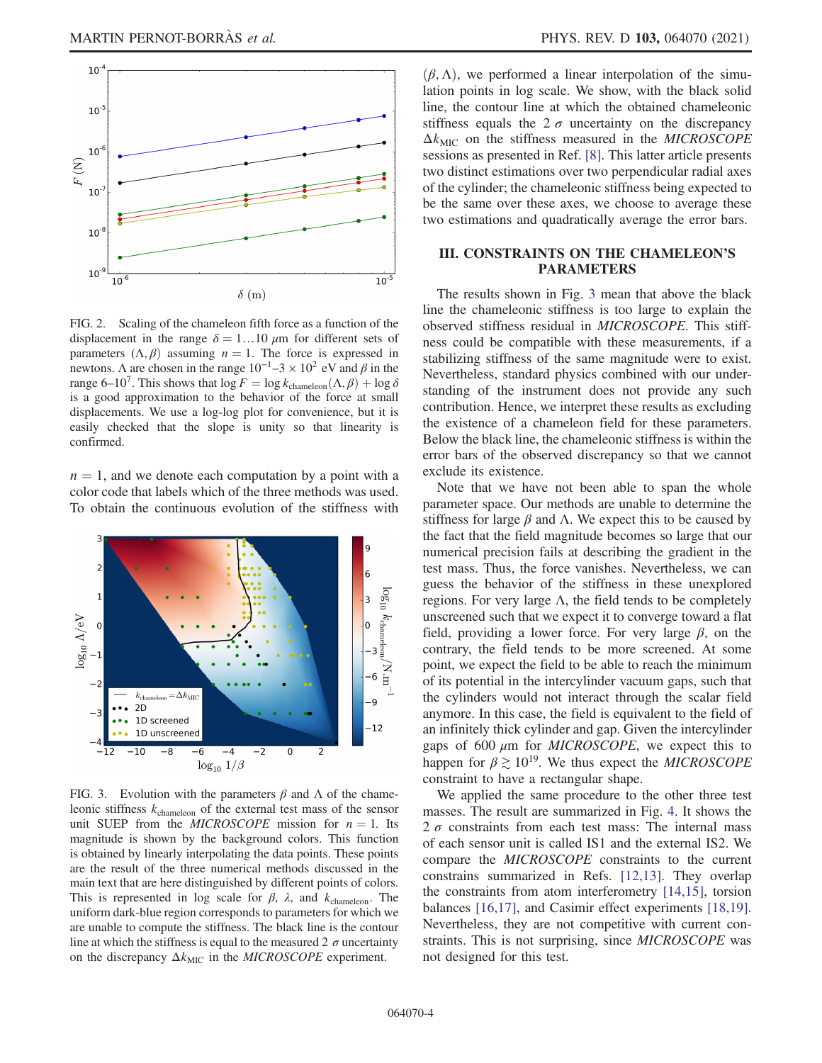FIG. 2. Scaling of the chameleon fifth force as a function of the displacement in the range $\delta = 1...10\ \mu$m for different sets of parameters $(\Lambda, \beta)$ assuming $n = 1$. The force is expressed in newtons. $\Lambda$ are chosen in the range $10^{-1}$–$3 \times 10^{2}$ eV and $\beta$ in the range 6–$10^{7}$. This shows that $\log F = \log k_{\mathrm{chameleon}}(\Lambda, \beta) + \log \delta$ is a good approximation to the behavior of the force at small displacements. We use a log-log plot for convenience, but it is easily checked that the slope is unity so that linearity is confirmed.

$n = 1$, and we denote each computation by a point with a color code that labels which of the three methods was used. To obtain the continuous evolution of the stiffness with

FIG. 3. Evolution with the parameters $\beta$ and $\Lambda$ of the chameleonic stiffness $k_{\mathrm{chameleon}}$ of the external test mass of the sensor unit SUEP from the *MICROSCOPE* mission for $n = 1$. Its magnitude is shown by the background colors. This function is obtained by linearly interpolating the data points. These points are the result of the three numerical methods discussed in the main text that are here distinguished by different points of colors. This is represented in log scale for $\beta$, $\lambda$, and $k_{\mathrm{chameleon}}$. The uniform dark-blue region corresponds to parameters for which we are unable to compute the stiffness. The black line is the contour line at which the stiffness is equal to the measured $2\ \sigma$ uncertainty on the discrepancy $\Delta k_{\mathrm{MIC}}$ in the *MICROSCOPE* experiment.

$(\beta, \Lambda)$, we performed a linear interpolation of the simulation points in log scale. We show, with the black solid line, the contour line at which the obtained chameleonic stiffness equals the $2\ \sigma$ uncertainty on the discrepancy $\Delta k_{\mathrm{MIC}}$ on the stiffness measured in the *MICROSCOPE* sessions as presented in Ref. [8]. This latter article presents two distinct estimations over two perpendicular radial axes of the cylinder; the chameleonic stiffness being expected to be the same over these axes, we choose to average these two estimations and quadratically average the error bars.

## III. CONSTRAINTS ON THE CHAMELEON'S PARAMETERS

The results shown in Fig. 3 mean that above the black line the chameleonic stiffness is too large to explain the observed stiffness residual in *MICROSCOPE*. This stiffness could be compatible with these measurements, if a stabilizing stiffness of the same magnitude were to exist. Nevertheless, standard physics combined with our understanding of the instrument does not provide any such contribution. Hence, we interpret these results as excluding the existence of a chameleon field for these parameters. Below the black line, the chameleonic stiffness is within the error bars of the observed discrepancy so that we cannot exclude its existence.

Note that we have not been able to span the whole parameter space. Our methods are unable to determine the stiffness for large $\beta$ and $\Lambda$. We expect this to be caused by the fact that the field magnitude becomes so large that our numerical precision fails at describing the gradient in the test mass. Thus, the force vanishes. Nevertheless, we can guess the behavior of the stiffness in these unexplored regions. For very large $\Lambda$, the field tends to be completely unscreened such that we expect it to converge toward a flat field, providing a lower force. For very large $\beta$, on the contrary, the field tends to be more screened. At some point, we expect the field to be able to reach the minimum of its potential in the intercylinder vacuum gaps, such that the cylinders would not interact through the scalar field anymore. In this case, the field is equivalent to the field of an infinitely thick cylinder and gap. Given the intercylinder gaps of $600\ \mu$m for *MICROSCOPE*, we expect this to happen for $\beta \gtrsim 10^{19}$. We thus expect the *MICROSCOPE* constraint to have a rectangular shape.

We applied the same procedure to the other three test masses. The result are summarized in Fig. 4. It shows the $2\ \sigma$ constraints from each test mass: The internal mass of each sensor unit is called IS1 and the external IS2. We compare the *MICROSCOPE* constraints to the current constrains summarized in Refs. [12,13]. They overlap the constraints from atom interferometry [14,15], torsion balances [16,17], and Casimir effect experiments [18,19]. Nevertheless, they are not competitive with current constraints. This is not surprising, since *MICROSCOPE* was not designed for this test.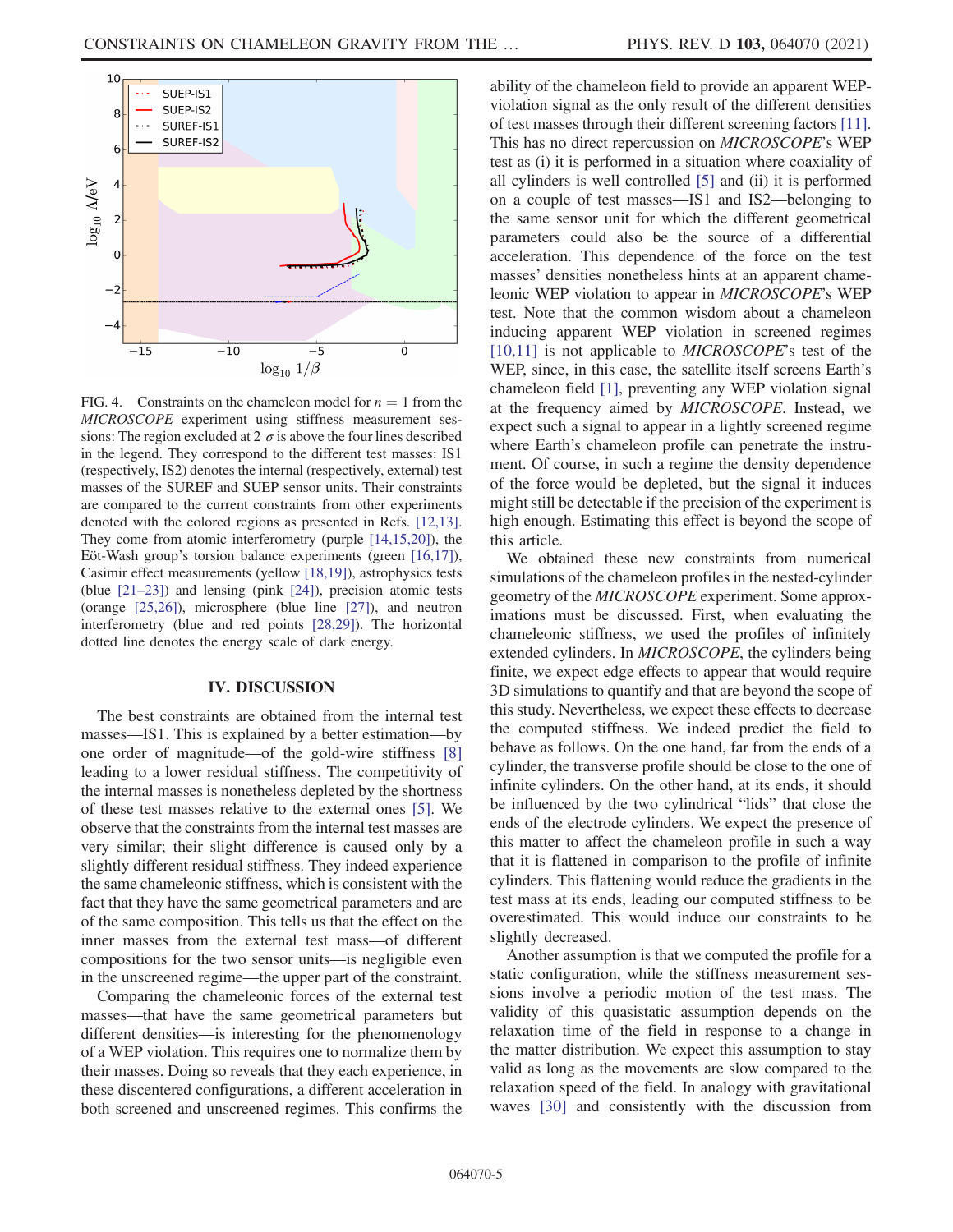FIG. 4. Constraints on the chameleon model for $n = 1$ from the *MICROSCOPE* experiment using stiffness measurement sessions: The region excluded at $2\sigma$ is above the four lines described in the legend. They correspond to the different test masses: IS1 (respectively, IS2) denotes the internal (respectively, external) test masses of the SUREF and SUEP sensor units. Their constraints are compared to the current constraints from other experiments denoted with the colored regions as presented in Refs. [12,13]. They come from atomic interferometry (purple [14,15,20]), the Eöt-Wash group's torsion balance experiments (green [16,17]), Casimir effect measurements (yellow [18,19]), astrophysics tests (blue [21–23]) and lensing (pink [24]), precision atomic tests (orange [25,26]), microsphere (blue line [27]), and neutron interferometry (blue and red points [28,29]). The horizontal dotted line denotes the energy scale of dark energy.

## IV. DISCUSSION

The best constraints are obtained from the internal test masses—IS1. This is explained by a better estimation—by one order of magnitude—of the gold-wire stiffness [8] leading to a lower residual stiffness. The competitivity of the internal masses is nonetheless depleted by the shortness of these test masses relative to the external ones [5]. We observe that the constraints from the internal test masses are very similar; their slight difference is caused only by a slightly different residual stiffness. They indeed experience the same chameleonic stiffness, which is consistent with the fact that they have the same geometrical parameters and are of the same composition. This tells us that the effect on the inner masses from the external test mass—of different compositions for the two sensor units—is negligible even in the unscreened regime—the upper part of the constraint.

Comparing the chameleonic forces of the external test masses—that have the same geometrical parameters but different densities—is interesting for the phenomenology of a WEP violation. This requires one to normalize them by their masses. Doing so reveals that they each experience, in these discentered configurations, a different acceleration in both screened and unscreened regimes. This confirms the ability of the chameleon field to provide an apparent WEP-violation signal as the only result of the different densities of test masses through their different screening factors [11]. This has no direct repercussion on *MICROSCOPE*'s WEP test as (i) it is performed in a situation where coaxiality of all cylinders is well controlled [5] and (ii) it is performed on a couple of test masses—IS1 and IS2—belonging to the same sensor unit for which the different geometrical parameters could also be the source of a differential acceleration. This dependence of the force on the test masses' densities nonetheless hints at an apparent chameleonic WEP violation to appear in *MICROSCOPE*'s WEP test. Note that the common wisdom about a chameleon inducing apparent WEP violation in screened regimes [10,11] is not applicable to *MICROSCOPE*'s test of the WEP, since, in this case, the satellite itself screens Earth's chameleon field [1], preventing any WEP violation signal at the frequency aimed by *MICROSCOPE*. Instead, we expect such a signal to appear in a lightly screened regime where Earth's chameleon profile can penetrate the instrument. Of course, in such a regime the density dependence of the force would be depleted, but the signal it induces might still be detectable if the precision of the experiment is high enough. Estimating this effect is beyond the scope of this article.

We obtained these new constraints from numerical simulations of the chameleon profiles in the nested-cylinder geometry of the *MICROSCOPE* experiment. Some approximations must be discussed. First, when evaluating the chameleonic stiffness, we used the profiles of infinitely extended cylinders. In *MICROSCOPE*, the cylinders being finite, we expect edge effects to appear that would require 3D simulations to quantify and that are beyond the scope of this study. Nevertheless, we expect these effects to decrease the computed stiffness. We indeed predict the field to behave as follows. On the one hand, far from the ends of a cylinder, the transverse profile should be close to the one of infinite cylinders. On the other hand, at its ends, it should be influenced by the two cylindrical "lids" that close the ends of the electrode cylinders. We expect the presence of this matter to affect the chameleon profile in such a way that it is flattened in comparison to the profile of infinite cylinders. This flattening would reduce the gradients in the test mass at its ends, leading our computed stiffness to be overestimated. This would induce our constraints to be slightly decreased.

Another assumption is that we computed the profile for a static configuration, while the stiffness measurement sessions involve a periodic motion of the test mass. The validity of this quasistatic assumption depends on the relaxation time of the field in response to a change in the matter distribution. We expect this assumption to stay valid as long as the movements are slow compared to the relaxation speed of the field. In analogy with gravitational waves [30] and consistently with the discussion from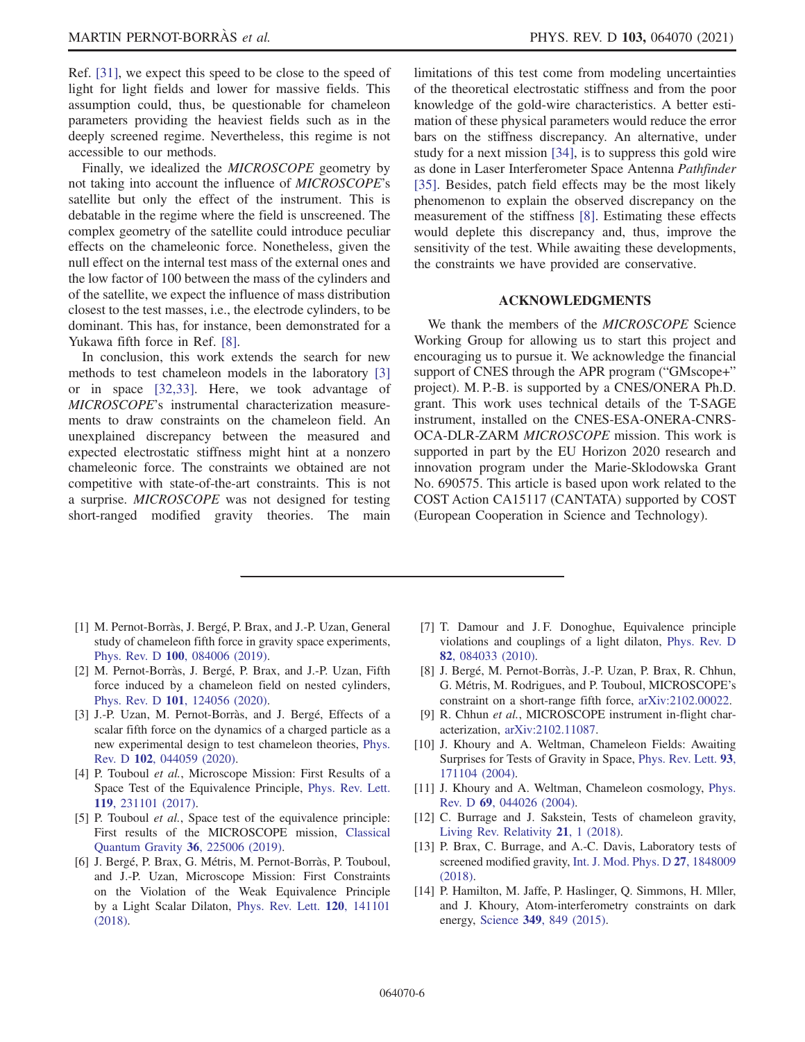Ref. [31], we expect this speed to be close to the speed of light for light fields and lower for massive fields. This assumption could, thus, be questionable for chameleon parameters providing the heaviest fields such as in the deeply screened regime. Nevertheless, this regime is not accessible to our methods.

Finally, we idealized the *MICROSCOPE* geometry by not taking into account the influence of *MICROSCOPE*'s satellite but only the effect of the instrument. This is debatable in the regime where the field is unscreened. The complex geometry of the satellite could introduce peculiar effects on the chameleonic force. Nonetheless, given the null effect on the internal test mass of the external ones and the low factor of 100 between the mass of the cylinders and of the satellite, we expect the influence of mass distribution closest to the test masses, i.e., the electrode cylinders, to be dominant. This has, for instance, been demonstrated for a Yukawa fifth force in Ref. [8].

In conclusion, this work extends the search for new methods to test chameleon models in the laboratory [3] or in space [32,33]. Here, we took advantage of *MICROSCOPE*'s instrumental characterization measurements to draw constraints on the chameleon field. An unexplained discrepancy between the measured and expected electrostatic stiffness might hint at a nonzero chameleonic force. The constraints we obtained are not competitive with state-of-the-art constraints. This is not a surprise. *MICROSCOPE* was not designed for testing short-ranged modified gravity theories. The main limitations of this test come from modeling uncertainties of the theoretical electrostatic stiffness and from the poor knowledge of the gold-wire characteristics. A better estimation of these physical parameters would reduce the error bars on the stiffness discrepancy. An alternative, under study for a next mission [34], is to suppress this gold wire as done in Laser Interferometer Space Antenna *Pathfinder* [35]. Besides, patch field effects may be the most likely phenomenon to explain the observed discrepancy on the measurement of the stiffness [8]. Estimating these effects would deplete this discrepancy and, thus, improve the sensitivity of the test. While awaiting these developments, the constraints we have provided are conservative.

## ACKNOWLEDGMENTS

We thank the members of the *MICROSCOPE* Science Working Group for allowing us to start this project and encouraging us to pursue it. We acknowledge the financial support of CNES through the APR program ("GMscope+" project). M. P.-B. is supported by a CNES/ONERA Ph.D. grant. This work uses technical details of the T-SAGE instrument, installed on the CNES-ESA-ONERA-CNRS-OCA-DLR-ZARM *MICROSCOPE* mission. This work is supported in part by the EU Horizon 2020 research and innovation program under the Marie-Sklodowska Grant No. 690575. This article is based upon work related to the COST Action CA15117 (CANTATA) supported by COST (European Cooperation in Science and Technology).

---

[1] M. Pernot-Borràs, J. Bergé, P. Brax, and J.-P. Uzan, General study of chameleon fifth force in gravity space experiments, Phys. Rev. D **100**, 084006 (2019).

[2] M. Pernot-Borràs, J. Bergé, P. Brax, and J.-P. Uzan, Fifth force induced by a chameleon field on nested cylinders, Phys. Rev. D **101**, 124056 (2020).

[3] J.-P. Uzan, M. Pernot-Borràs, and J. Bergé, Effects of a scalar fifth force on the dynamics of a charged particle as a new experimental design to test chameleon theories, Phys. Rev. D **102**, 044059 (2020).

[4] P. Touboul *et al.*, Microscope Mission: First Results of a Space Test of the Equivalence Principle, Phys. Rev. Lett. **119**, 231101 (2017).

[5] P. Touboul *et al.*, Space test of the equivalence principle: First results of the MICROSCOPE mission, Classical Quantum Gravity **36**, 225006 (2019).

[6] J. Bergé, P. Brax, G. Métris, M. Pernot-Borràs, P. Touboul, and J.-P. Uzan, Microscope Mission: First Constraints on the Violation of the Weak Equivalence Principle by a Light Scalar Dilaton, Phys. Rev. Lett. **120**, 141101 (2018).

[7] T. Damour and J. F. Donoghue, Equivalence principle violations and couplings of a light dilaton, Phys. Rev. D **82**, 084033 (2010).

[8] J. Bergé, M. Pernot-Borràs, J.-P. Uzan, P. Brax, R. Chhun, G. Métris, M. Rodrigues, and P. Touboul, MICROSCOPE's constraint on a short-range fifth force, arXiv:2102.00022.

[9] R. Chhun *et al.*, MICROSCOPE instrument in-flight characterization, arXiv:2102.11087.

[10] J. Khoury and A. Weltman, Chameleon Fields: Awaiting Surprises for Tests of Gravity in Space, Phys. Rev. Lett. **93**, 171104 (2004).

[11] J. Khoury and A. Weltman, Chameleon cosmology, Phys. Rev. D **69**, 044026 (2004).

[12] C. Burrage and J. Sakstein, Tests of chameleon gravity, Living Rev. Relativity **21**, 1 (2018).

[13] P. Brax, C. Burrage, and A.-C. Davis, Laboratory tests of screened modified gravity, Int. J. Mod. Phys. D **27**, 1848009 (2018).

[14] P. Hamilton, M. Jaffe, P. Haslinger, Q. Simmons, H. Mller, and J. Khoury, Atom-interferometry constraints on dark energy, Science **349**, 849 (2015).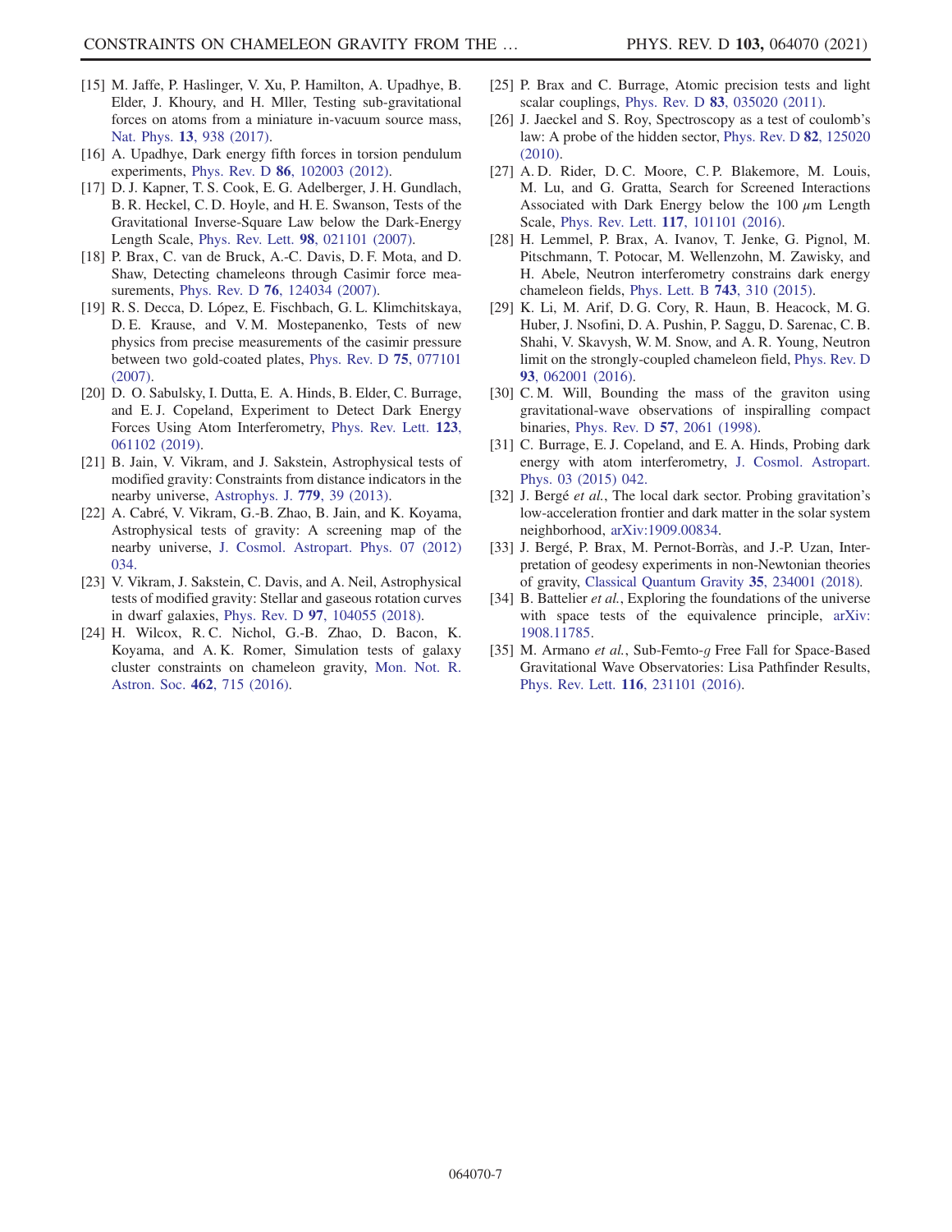[15] M. Jaffe, P. Haslinger, V. Xu, P. Hamilton, A. Upadhye, B. Elder, J. Khoury, and H. Mller, Testing sub-gravitational forces on atoms from a miniature in-vacuum source mass, Nat. Phys. **13**, 938 (2017).

[16] A. Upadhye, Dark energy fifth forces in torsion pendulum experiments, Phys. Rev. D **86**, 102003 (2012).

[17] D. J. Kapner, T. S. Cook, E. G. Adelberger, J. H. Gundlach, B. R. Heckel, C. D. Hoyle, and H. E. Swanson, Tests of the Gravitational Inverse-Square Law below the Dark-Energy Length Scale, Phys. Rev. Lett. **98**, 021101 (2007).

[18] P. Brax, C. van de Bruck, A.-C. Davis, D. F. Mota, and D. Shaw, Detecting chameleons through Casimir force measurements, Phys. Rev. D **76**, 124034 (2007).

[19] R. S. Decca, D. López, E. Fischbach, G. L. Klimchitskaya, D. E. Krause, and V. M. Mostepanenko, Tests of new physics from precise measurements of the casimir pressure between two gold-coated plates, Phys. Rev. D **75**, 077101 (2007).

[20] D. O. Sabulsky, I. Dutta, E. A. Hinds, B. Elder, C. Burrage, and E. J. Copeland, Experiment to Detect Dark Energy Forces Using Atom Interferometry, Phys. Rev. Lett. **123**, 061102 (2019).

[21] B. Jain, V. Vikram, and J. Sakstein, Astrophysical tests of modified gravity: Constraints from distance indicators in the nearby universe, Astrophys. J. **779**, 39 (2013).

[22] A. Cabré, V. Vikram, G.-B. Zhao, B. Jain, and K. Koyama, Astrophysical tests of gravity: A screening map of the nearby universe, J. Cosmol. Astropart. Phys. 07 (2012) 034.

[23] V. Vikram, J. Sakstein, C. Davis, and A. Neil, Astrophysical tests of modified gravity: Stellar and gaseous rotation curves in dwarf galaxies, Phys. Rev. D **97**, 104055 (2018).

[24] H. Wilcox, R. C. Nichol, G.-B. Zhao, D. Bacon, K. Koyama, and A. K. Romer, Simulation tests of galaxy cluster constraints on chameleon gravity, Mon. Not. R. Astron. Soc. **462**, 715 (2016).

[25] P. Brax and C. Burrage, Atomic precision tests and light scalar couplings, Phys. Rev. D **83**, 035020 (2011).

[26] J. Jaeckel and S. Roy, Spectroscopy as a test of coulomb's law: A probe of the hidden sector, Phys. Rev. D **82**, 125020 (2010).

[27] A. D. Rider, D. C. Moore, C. P. Blakemore, M. Louis, M. Lu, and G. Gratta, Search for Screened Interactions Associated with Dark Energy below the 100 $\mu$m Length Scale, Phys. Rev. Lett. **117**, 101101 (2016).

[28] H. Lemmel, P. Brax, A. Ivanov, T. Jenke, G. Pignol, M. Pitschmann, T. Potocar, M. Wellenzohn, M. Zawisky, and H. Abele, Neutron interferometry constrains dark energy chameleon fields, Phys. Lett. B **743**, 310 (2015).

[29] K. Li, M. Arif, D. G. Cory, R. Haun, B. Heacock, M. G. Huber, J. Nsofini, D. A. Pushin, P. Saggu, D. Sarenac, C. B. Shahi, V. Skavysh, W. M. Snow, and A. R. Young, Neutron limit on the strongly-coupled chameleon field, Phys. Rev. D **93**, 062001 (2016).

[30] C. M. Will, Bounding the mass of the graviton using gravitational-wave observations of inspiralling compact binaries, Phys. Rev. D **57**, 2061 (1998).

[31] C. Burrage, E. J. Copeland, and E. A. Hinds, Probing dark energy with atom interferometry, J. Cosmol. Astropart. Phys. 03 (2015) 042.

[32] J. Bergé *et al.*, The local dark sector. Probing gravitation's low-acceleration frontier and dark matter in the solar system neighborhood, arXiv:1909.00834.

[33] J. Bergé, P. Brax, M. Pernot-Borràs, and J.-P. Uzan, Interpretation of geodesy experiments in non-Newtonian theories of gravity, Classical Quantum Gravity **35**, 234001 (2018).

[34] B. Battelier *et al.*, Exploring the foundations of the universe with space tests of the equivalence principle, arXiv:1908.11785.

[35] M. Armano *et al.*, Sub-Femto-$g$ Free Fall for Space-Based Gravitational Wave Observatories: Lisa Pathfinder Results, Phys. Rev. Lett. **116**, 231101 (2016).